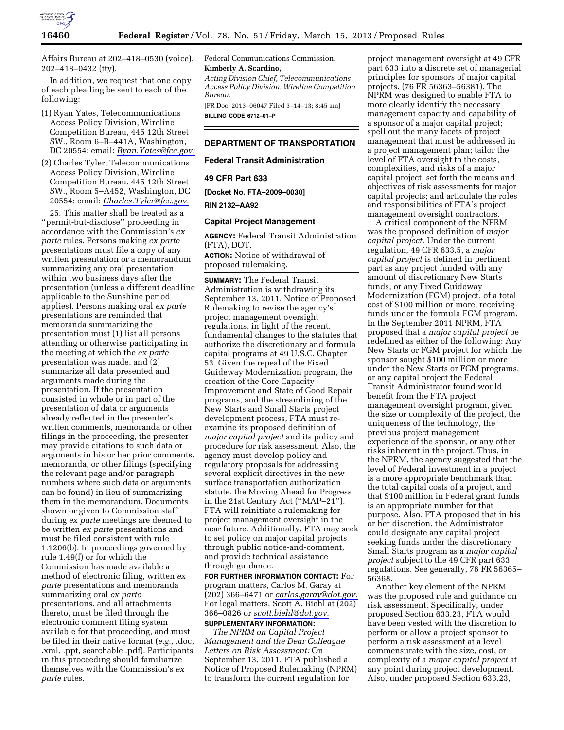Affairs Bureau at 202–418–0530 (voice), 202–418–0432 (tty).

In addition, we request that one copy of each pleading be sent to each of the following:

(1) Ryan Yates, Telecommunications Access Policy Division, Wireline Competition Bureau, 445 12th Street SW., Room 6–B–441A, Washington, DC 20554; email: *Ryan.Yates@fcc.gov;*

(2) Charles Tyler, Telecommunications Access Policy Division, Wireline Competition Bureau, 445 12th Street SW., Room 5–A452, Washington, DC 20554; email: *Charles.Tyler@fcc.gov.*

25. This matter shall be treated as a ''permit-but-disclose'' proceeding in accordance with the Commission's *ex parte* rules. Persons making *ex parte* presentations must file a copy of any written presentation or a memorandum summarizing any oral presentation within two business days after the presentation (unless a different deadline applicable to the Sunshine period applies). Persons making oral *ex parte* presentations are reminded that memoranda summarizing the presentation must (1) list all persons attending or otherwise participating in the meeting at which the *ex parte* presentation was made, and (2) summarize all data presented and arguments made during the presentation. If the presentation consisted in whole or in part of the presentation of data or arguments already reflected in the presenter's written comments, memoranda or other filings in the proceeding, the presenter may provide citations to such data or arguments in his or her prior comments, memoranda, or other filings (specifying the relevant page and/or paragraph numbers where such data or arguments can be found) in lieu of summarizing them in the memorandum. Documents shown or given to Commission staff during *ex parte* meetings are deemed to be written *ex parte* presentations and must be filed consistent with rule 1.1206(b). In proceedings governed by rule 1.49(f) or for which the Commission has made available a method of electronic filing, written *ex parte* presentations and memoranda summarizing oral *ex parte* presentations, and all attachments thereto, must be filed through the electronic comment filing system available for that proceeding, and must be filed in their native format (*e.g.,* .doc, .xml, .ppt, searchable .pdf). Participants in this proceeding should familiarize themselves with the Commission's *ex parte* rules.

Federal Communications Commission.

**Kimberly A. Scardino,**

*Acting Division Chief, Telecommunications Access Policy Division, Wireline Competition Bureau.*

[FR Doc. 2013–06047 Filed 3–14–13; 8:45 am]

**BILLING CODE 6712–01–P**

## DEPARTMENT OF TRANSPORTATION

### Federal Transit Administration

### 49 CFR Part 633

**[Docket No. FTA–2009–0030]**

**RIN 2132–AA92**

### Capital Project Management

**AGENCY:** Federal Transit Administration (FTA), DOT.

**ACTION:** Notice of withdrawal of proposed rulemaking.

**SUMMARY:** The Federal Transit Administration is withdrawing its September 13, 2011, Notice of Proposed Rulemaking to revise the agency's project management oversight regulations, in light of the recent, fundamental changes to the statutes that authorize the discretionary and formula capital programs at 49 U.S.C. Chapter 53. Given the repeal of the Fixed Guideway Modernization program, the creation of the Core Capacity Improvement and State of Good Repair programs, and the streamlining of the New Starts and Small Starts project development process, FTA must re-examine its proposed definition of *major capital project* and its policy and procedure for risk assessment. Also, the agency must develop policy and regulatory proposals for addressing several explicit directives in the new surface transportation authorization statute, the Moving Ahead for Progress in the 21st Century Act (''MAP–21''). FTA will reinitiate a rulemaking for project management oversight in the near future. Additionally, FTA may seek to set policy on major capital projects through public notice-and-comment, and provide technical assistance through guidance.

**FOR FURTHER INFORMATION CONTACT:** For program matters, Carlos M. Garay at (202) 366–6471 or *carlos.garay@dot.gov.* For legal matters, Scott A. Biehl at (202) 366–0826 or *scott.biehl@dot.gov.*

**SUPPLEMENTARY INFORMATION:**

*The NPRM on Capital Project Management and the Dear Colleague Letters on Risk Assessment:* On September 13, 2011, FTA published a Notice of Proposed Rulemaking (NPRM) to transform the current regulation for project management oversight at 49 CFR part 633 into a discrete set of managerial principles for sponsors of major capital projects. (76 FR 56363–56381). The NPRM was designed to enable FTA to more clearly identify the necessary management capacity and capability of a sponsor of a major capital project; spell out the many facets of project management that must be addressed in a project management plan; tailor the level of FTA oversight to the costs, complexities, and risks of a major capital project; set forth the means and objectives of risk assessments for major capital projects; and articulate the roles and responsibilities of FTA's project management oversight contractors.

A critical component of the NPRM was the proposed definition of *major capital project.* Under the current regulation, 49 CFR 633.5, a *major capital project* is defined in pertinent part as any project funded with any amount of discretionary New Starts funds, or any Fixed Guideway Modernization (FGM) project, of a total cost of $100 million or more, receiving funds under the formula FGM program. In the September 2011 NPRM, FTA proposed that a *major capital project* be redefined as either of the following: Any New Starts or FGM project for which the sponsor sought $100 million or more under the New Starts or FGM programs, or any capital project the Federal Transit Administrator found would benefit from the FTA project management oversight program, given the size or complexity of the project, the uniqueness of the technology, the previous project management experience of the sponsor, or any other risks inherent in the project. Thus, in the NPRM, the agency suggested that the level of Federal investment in a project is a more appropriate benchmark than the total capital costs of a project, and that $100 million in Federal grant funds is an appropriate number for that purpose. Also, FTA proposed that in his or her discretion, the Administrator could designate any capital project seeking funds under the discretionary Small Starts program as a *major capital project* subject to the 49 CFR part 633 regulations. See generally, 76 FR 56365–56368.

Another key element of the NPRM was the proposed rule and guidance on risk assessment. Specifically, under proposed Section 633.23, FTA would have been vested with the discretion to perform or allow a project sponsor to perform a risk assessment at a level commensurate with the size, cost, or complexity of a *major capital project* at any point during project development. Also, under proposed Section 633.23,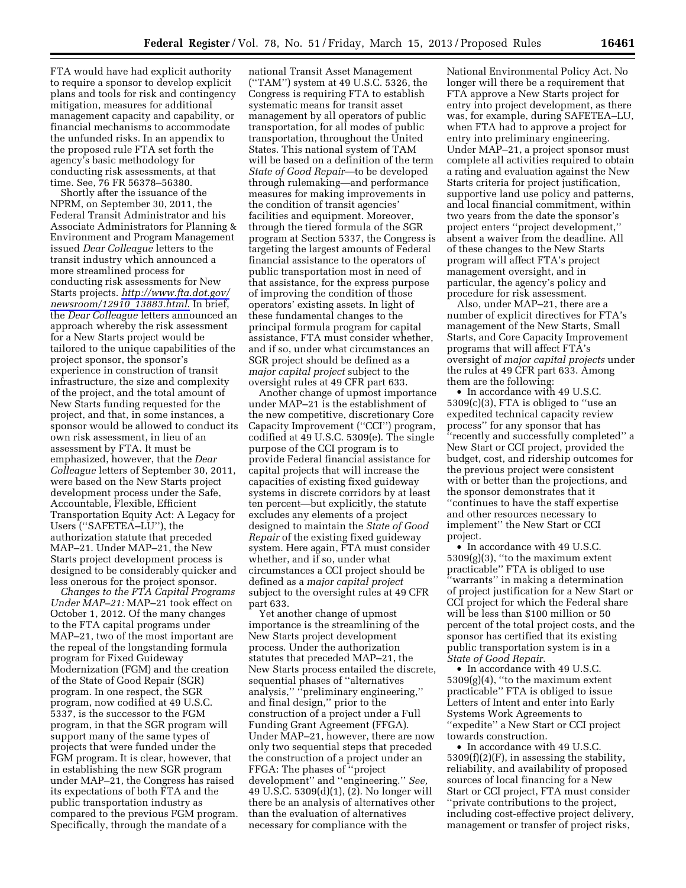FTA would have had explicit authority to require a sponsor to develop explicit plans and tools for risk and contingency mitigation, measures for additional management capacity and capability, or financial mechanisms to accommodate the unfunded risks. In an appendix to the proposed rule FTA set forth the agency's basic methodology for conducting risk assessments, at that time. See, 76 FR 56378–56380.

Shortly after the issuance of the NPRM, on September 30, 2011, the Federal Transit Administrator and his Associate Administrators for Planning & Environment and Program Management issued *Dear Colleague* letters to the transit industry which announced a more streamlined process for conducting risk assessments for New Starts projects. *http://www.fta.dot.gov/newsroom/12910_13883.html*. In brief, the *Dear Colleague* letters announced an approach whereby the risk assessment for a New Starts project would be tailored to the unique capabilities of the project sponsor, the sponsor's experience in construction of transit infrastructure, the size and complexity of the project, and the total amount of New Starts funding requested for the project, and that, in some instances, a sponsor would be allowed to conduct its own risk assessment, in lieu of an assessment by FTA. It must be emphasized, however, that the *Dear Colleague* letters of September 30, 2011, were based on the New Starts project development process under the Safe, Accountable, Flexible, Efficient Transportation Equity Act: A Legacy for Users (''SAFETEA–LU''), the authorization statute that preceded MAP–21. Under MAP–21, the New Starts project development process is designed to be considerably quicker and less onerous for the project sponsor.

*Changes to the FTA Capital Programs Under MAP–21:* MAP–21 took effect on October 1, 2012. Of the many changes to the FTA capital programs under MAP–21, two of the most important are the repeal of the longstanding formula program for Fixed Guideway Modernization (FGM) and the creation of the State of Good Repair (SGR) program. In one respect, the SGR program, now codified at 49 U.S.C. 5337, is the successor to the FGM program, in that the SGR program will support many of the same types of projects that were funded under the FGM program. It is clear, however, that in establishing the new SGR program under MAP–21, the Congress has raised its expectations of both FTA and the public transportation industry as compared to the previous FGM program. Specifically, through the mandate of a national Transit Asset Management (''TAM'') system at 49 U.S.C. 5326, the Congress is requiring FTA to establish systematic means for transit asset management by all operators of public transportation, for all modes of public transportation, throughout the United States. This national system of TAM will be based on a definition of the term *State of Good Repair*—to be developed through rulemaking—and performance measures for making improvements in the condition of transit agencies' facilities and equipment. Moreover, through the tiered formula of the SGR program at Section 5337, the Congress is targeting the largest amounts of Federal financial assistance to the operators of public transportation most in need of that assistance, for the express purpose of improving the condition of those operators' existing assets. In light of these fundamental changes to the principal formula program for capital assistance, FTA must consider whether, and if so, under what circumstances an SGR project should be defined as a *major capital project* subject to the oversight rules at 49 CFR part 633.

Another change of upmost importance under MAP–21 is the establishment of the new competitive, discretionary Core Capacity Improvement (''CCI'') program, codified at 49 U.S.C. 5309(e). The single purpose of the CCI program is to provide Federal financial assistance for capital projects that will increase the capacities of existing fixed guideway systems in discrete corridors by at least ten percent—but explicitly, the statute excludes any elements of a project designed to maintain the *State of Good Repair* of the existing fixed guideway system. Here again, FTA must consider whether, and if so, under what circumstances a CCI project should be defined as a *major capital project* subject to the oversight rules at 49 CFR part 633.

Yet another change of upmost importance is the streamlining of the New Starts project development process. Under the authorization statutes that preceded MAP–21, the New Starts process entailed the discrete, sequential phases of ''alternatives analysis,'' ''preliminary engineering,'' and final design,'' prior to the construction of a project under a Full Funding Grant Agreement (FFGA). Under MAP–21, however, there are now only two sequential steps that preceded the construction of a project under an FFGA: The phases of ''project development'' and ''engineering.'' *See,* 49 U.S.C. 5309(d)(1), (2). No longer will there be an analysis of alternatives other than the evaluation of alternatives necessary for compliance with the National Environmental Policy Act. No longer will there be a requirement that FTA approve a New Starts project for entry into project development, as there was, for example, during SAFETEA–LU, when FTA had to approve a project for entry into preliminary engineering. Under MAP–21, a project sponsor must complete all activities required to obtain a rating and evaluation against the New Starts criteria for project justification, supportive land use policy and patterns, and local financial commitment, within two years from the date the sponsor's project enters ''project development,'' absent a waiver from the deadline. All of these changes to the New Starts program will affect FTA's project management oversight, and in particular, the agency's policy and procedure for risk assessment.

Also, under MAP–21, there are a number of explicit directives for FTA's management of the New Starts, Small Starts, and Core Capacity Improvement programs that will affect FTA's oversight of *major capital projects* under the rules at 49 CFR part 633. Among them are the following:

- In accordance with 49 U.S.C. 5309(c)(3), FTA is obliged to ''use an expedited technical capacity review process'' for any sponsor that has ''recently and successfully completed'' a New Start or CCI project, provided the budget, cost, and ridership outcomes for the previous project were consistent with or better than the projections, and the sponsor demonstrates that it ''continues to have the staff expertise and other resources necessary to implement'' the New Start or CCI project.
- In accordance with 49 U.S.C. 5309(g)(3), ''to the maximum extent practicable'' FTA is obliged to use ''warrants'' in making a determination of project justification for a New Start or CCI project for which the Federal share will be less than $100 million or 50 percent of the total project costs, and the sponsor has certified that its existing public transportation system is in a *State of Good Repair*.
- In accordance with 49 U.S.C. 5309(g)(4), ''to the maximum extent practicable'' FTA is obliged to issue Letters of Intent and enter into Early Systems Work Agreements to ''expedite'' a New Start or CCI project towards construction.
- In accordance with 49 U.S.C. 5309(f)(2)(F), in assessing the stability, reliability, and availability of proposed sources of local financing for a New Start or CCI project, FTA must consider ''private contributions to the project, including cost-effective project delivery, management or transfer of project risks,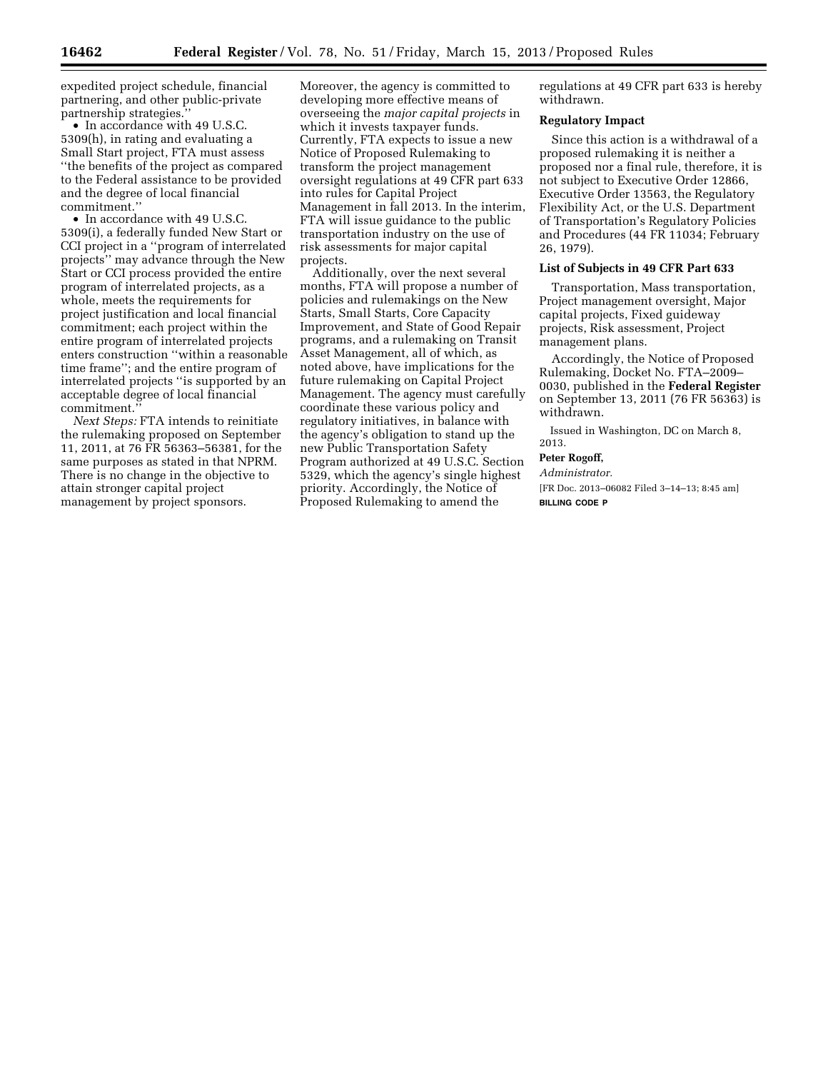expedited project schedule, financial partnering, and other public-private partnership strategies.''

- In accordance with 49 U.S.C. 5309(h), in rating and evaluating a Small Start project, FTA must assess ''the benefits of the project as compared to the Federal assistance to be provided and the degree of local financial commitment.''
- In accordance with 49 U.S.C. 5309(i), a federally funded New Start or CCI project in a ''program of interrelated projects'' may advance through the New Start or CCI process provided the entire program of interrelated projects, as a whole, meets the requirements for project justification and local financial commitment; each project within the entire program of interrelated projects enters construction ''within a reasonable time frame''; and the entire program of interrelated projects ''is supported by an acceptable degree of local financial commitment.''

*Next Steps:* FTA intends to reinitiate the rulemaking proposed on September 11, 2011, at 76 FR 56363–56381, for the same purposes as stated in that NPRM. There is no change in the objective to attain stronger capital project management by project sponsors. Moreover, the agency is committed to developing more effective means of overseeing the *major capital projects* in which it invests taxpayer funds. Currently, FTA expects to issue a new Notice of Proposed Rulemaking to transform the project management oversight regulations at 49 CFR part 633 into rules for Capital Project Management in fall 2013. In the interim, FTA will issue guidance to the public transportation industry on the use of risk assessments for major capital projects.

Additionally, over the next several months, FTA will propose a number of policies and rulemakings on the New Starts, Small Starts, Core Capacity Improvement, and State of Good Repair programs, and a rulemaking on Transit Asset Management, all of which, as noted above, have implications for the future rulemaking on Capital Project Management. The agency must carefully coordinate these various policy and regulatory initiatives, in balance with the agency's obligation to stand up the new Public Transportation Safety Program authorized at 49 U.S.C. Section 5329, which the agency's single highest priority. Accordingly, the Notice of Proposed Rulemaking to amend the regulations at 49 CFR part 633 is hereby withdrawn.

**Regulatory Impact**

Since this action is a withdrawal of a proposed rulemaking it is neither a proposed nor a final rule, therefore, it is not subject to Executive Order 12866, Executive Order 13563, the Regulatory Flexibility Act, or the U.S. Department of Transportation's Regulatory Policies and Procedures (44 FR 11034; February 26, 1979).

**List of Subjects in 49 CFR Part 633**

Transportation, Mass transportation, Project management oversight, Major capital projects, Fixed guideway projects, Risk assessment, Project management plans.

Accordingly, the Notice of Proposed Rulemaking, Docket No. FTA–2009–0030, published in the **Federal Register** on September 13, 2011 (76 FR 56363) is withdrawn.

Issued in Washington, DC on March 8, 2013.

**Peter Rogoff,**

*Administrator.*

[FR Doc. 2013–06082 Filed 3–14–13; 8:45 am]

**BILLING CODE P**